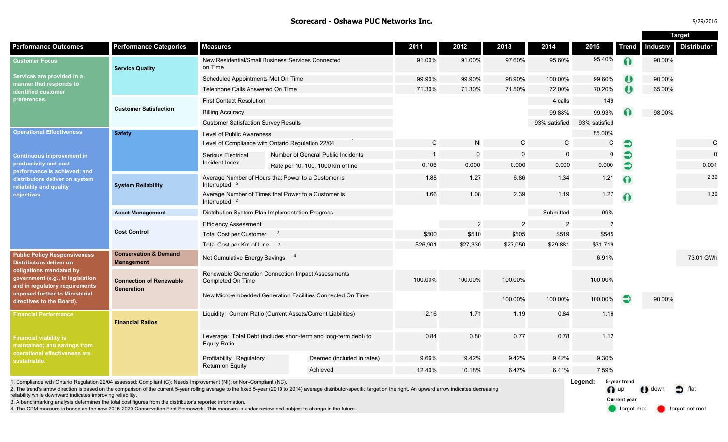# Scorecard - Oshawa PUC Networks Inc.

9/29/2016

| Performance Outcomes | Performance Categories | Measures | | 2011 | 2012 | 2013 | 2014 | 2015 | Trend | Target: Industry | Target: Distributor |
|---|---|---|---|---|---|---|---|---|---|---|---|
| **Customer Focus** Services are provided in a manner that responds to identified customer preferences. | Service Quality | New Residential/Small Business Services Connected on Time | | 91.00% | 91.00% | 97.60% | 95.60% | 95.40% | up | 90.00% | |
| | | Scheduled Appointments Met On Time | | 99.90% | 99.90% | 98.90% | 100.00% | 99.60% | down | 90.00% | |
| | | Telephone Calls Answered On Time | | 71.30% | 71.30% | 71.50% | 72.00% | 70.20% | down | 65.00% | |
| | Customer Satisfaction | First Contact Resolution | | | | | 4 calls | 149 | | | |
| | | Billing Accuracy | | | | | 99.88% | 99.93% | up | 98.00% | |
| | | Customer Satisfaction Survey Results | | | | | 93% satisfied | 93% satisfied | | | |
| **Operational Effectiveness** Continuous improvement in productivity and cost performance is achieved; and distributors deliver on system reliability and quality objectives. | Safety | Level of Public Awareness | | | | | | 85.00% | | | |
| | | Level of Compliance with Ontario Regulation 22/04 [1] | | C | NI | C | C | C | flat | | C |
| | | Serious Electrical Incident Index | Number of General Public Incidents | 1 | 0 | 0 | 0 | 0 | flat | | 0 |
| | | | Rate per 10, 100, 1000 km of line | 0.105 | 0.000 | 0.000 | 0.000 | 0.000 | flat | | 0.001 |
| | System Reliability | Average Number of Hours that Power to a Customer is Interrupted [2] | | 1.88 | 1.27 | 6.86 | 1.34 | 1.21 | up | | 2.39 |
| | | Average Number of Times that Power to a Customer is Interrupted [2] | | 1.66 | 1.08 | 2.39 | 1.19 | 1.27 | up | | 1.39 |
| | Asset Management | Distribution System Plan Implementation Progress | | | | | Submitted | 99% | | | |
| | Cost Control | Efficiency Assessment | | | 2 | 2 | 2 | 2 | | | |
| | | Total Cost per Customer [3] | | $500 | $510 | $505 | $519 | $545 | | | |
| | | Total Cost per Km of Line [3] | | $26,901 | $27,330 | $27,050 | $29,881 | $31,719 | | | |
| **Public Policy Responsiveness** Distributors deliver on obligations mandated by government (e.g., in legislation and in regulatory requirements imposed further to Ministerial directives to the Board). | Conservation & Demand Management | Net Cumulative Energy Savings [4] | | | | | | 6.91% | | | 73.01 GWh |
| | Connection of Renewable Generation | Renewable Generation Connection Impact Assessments Completed On Time | | 100.00% | 100.00% | 100.00% | | 100.00% | | | |
| | | New Micro-embedded Generation Facilities Connected On Time | | | | 100.00% | 100.00% | 100.00% | flat | 90.00% | |
| **Financial Performance** Financial viability is maintained; and savings from operational effectiveness are sustainable. | Financial Ratios | Liquidity: Current Ratio (Current Assets/Current Liabilities) | | 2.16 | 1.71 | 1.19 | 0.84 | 1.16 | | | |
| | | Leverage: Total Debt (includes short-term and long-term debt) to Equity Ratio | | 0.84 | 0.80 | 0.77 | 0.78 | 1.12 | | | |
| | | Profitability: Regulatory Return on Equity | Deemed (included in rates) | 9.66% | 9.42% | 9.42% | 9.42% | 9.30% | | | |
| | | | Achieved | 12.40% | 10.18% | 6.47% | 6.41% | 7.59% | | | |

1. Compliance with Ontario Regulation 22/04 assessed: Compliant (C); Needs Improvement (NI); or Non-Compliant (NC).
2. The trend's arrow direction is based on the comparison of the current 5-year rolling average to the fixed 5-year (2010 to 2014) average distributor-specific target on the right. An upward arrow indicates decreasing reliability while downward indicates improving reliability.
3. A benchmarking analysis determines the total cost figures from the distributor's reported information.
4. The CDM measure is based on the new 2015-2020 Conservation First Framework. This measure is under review and subject to change in the future.

**Legend:**

5-year trend: up, down, flat

Current year: target met, target not met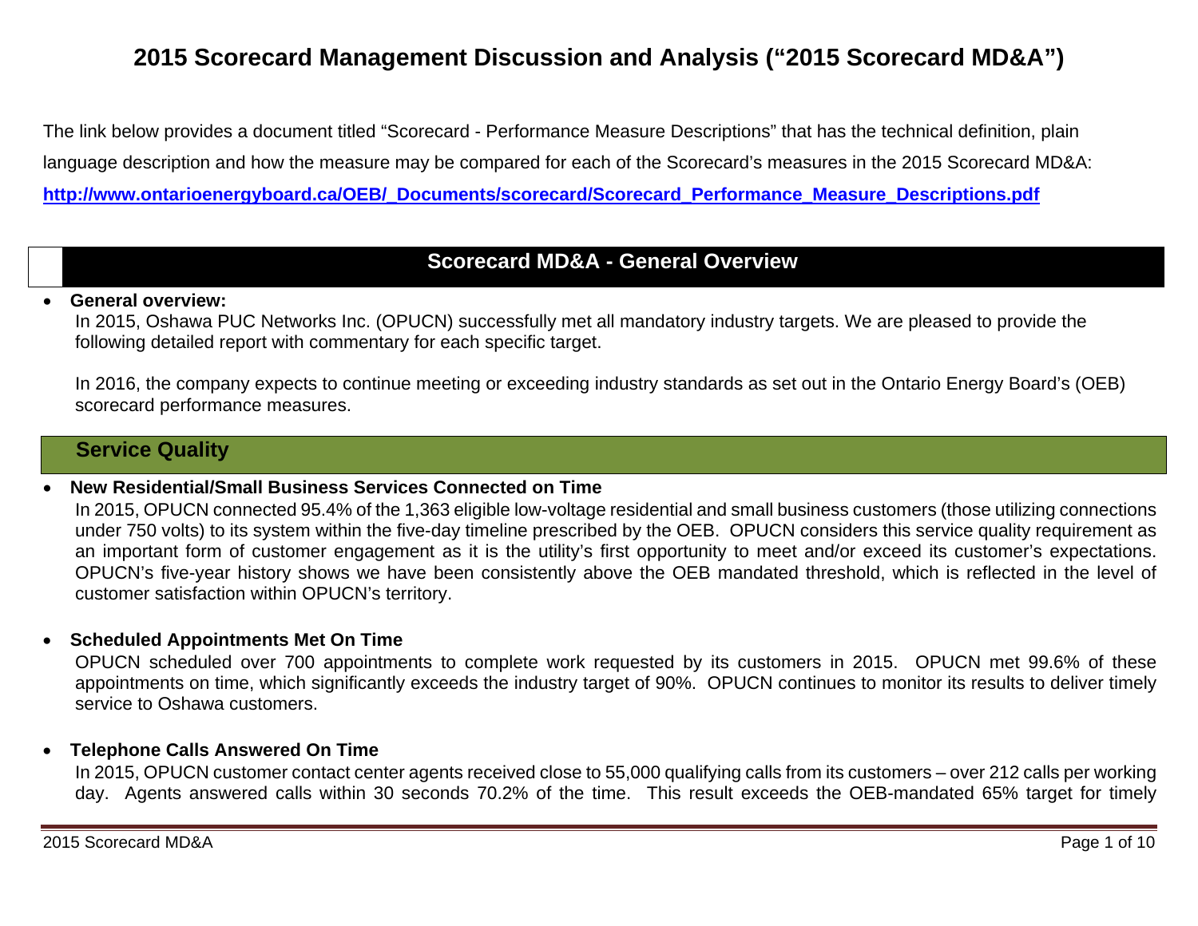# 2015 Scorecard Management Discussion and Analysis ("2015 Scorecard MD&A")

The link below provides a document titled "Scorecard - Performance Measure Descriptions" that has the technical definition, plain language description and how the measure may be compared for each of the Scorecard's measures in the 2015 Scorecard MD&A:

**http://www.ontarioenergyboard.ca/OEB/_Documents/scorecard/Scorecard_Performance_Measure_Descriptions.pdf**

## Scorecard MD&A - General Overview

- **General overview:**

  In 2015, Oshawa PUC Networks Inc. (OPUCN) successfully met all mandatory industry targets. We are pleased to provide the following detailed report with commentary for each specific target.

  In 2016, the company expects to continue meeting or exceeding industry standards as set out in the Ontario Energy Board's (OEB) scorecard performance measures.

## Service Quality

- **New Residential/Small Business Services Connected on Time**

  In 2015, OPUCN connected 95.4% of the 1,363 eligible low-voltage residential and small business customers (those utilizing connections under 750 volts) to its system within the five-day timeline prescribed by the OEB. OPUCN considers this service quality requirement as an important form of customer engagement as it is the utility's first opportunity to meet and/or exceed its customer's expectations. OPUCN's five-year history shows we have been consistently above the OEB mandated threshold, which is reflected in the level of customer satisfaction within OPUCN's territory.

- **Scheduled Appointments Met On Time**

  OPUCN scheduled over 700 appointments to complete work requested by its customers in 2015. OPUCN met 99.6% of these appointments on time, which significantly exceeds the industry target of 90%. OPUCN continues to monitor its results to deliver timely service to Oshawa customers.

- **Telephone Calls Answered On Time**

  In 2015, OPUCN customer contact center agents received close to 55,000 qualifying calls from its customers – over 212 calls per working day. Agents answered calls within 30 seconds 70.2% of the time. This result exceeds the OEB-mandated 65% target for timely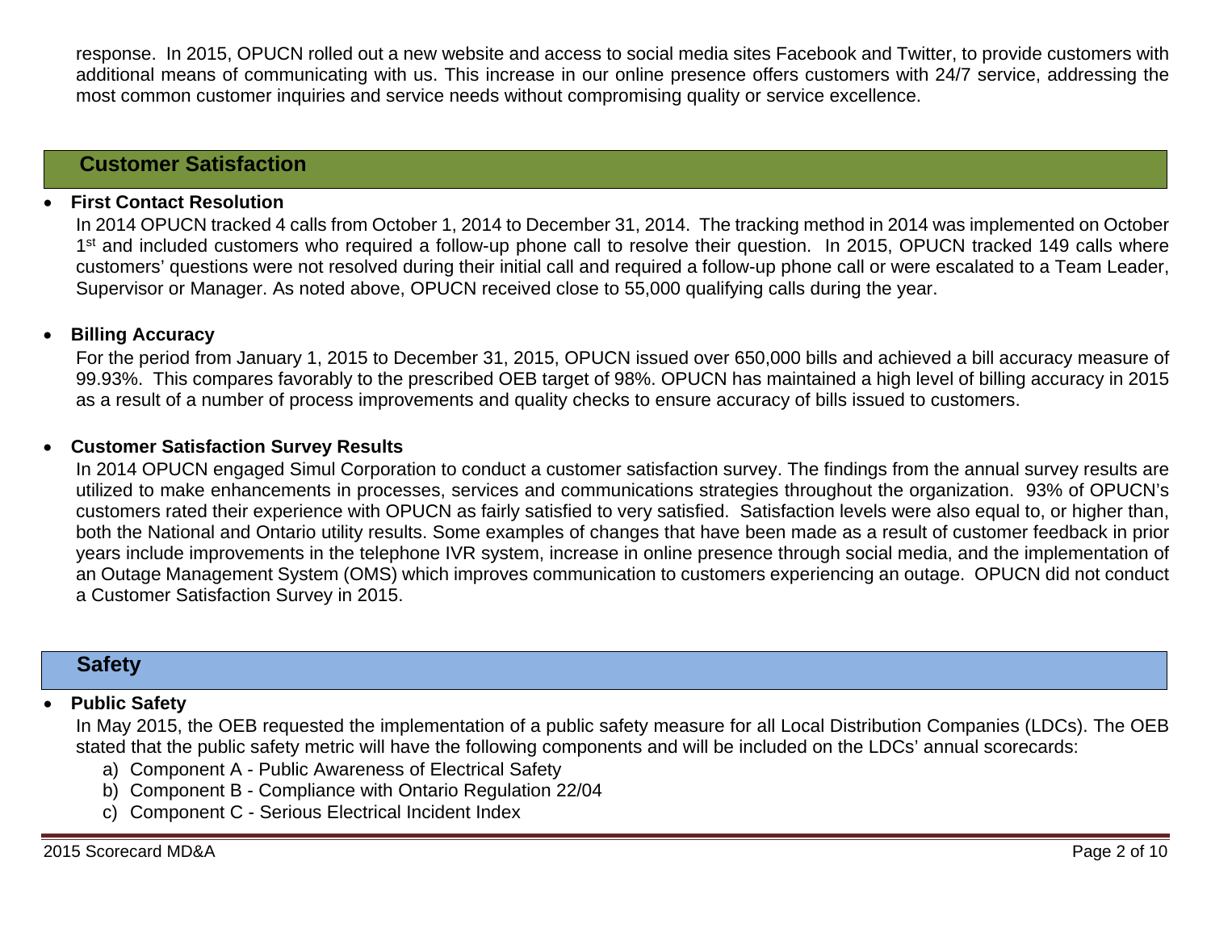response. In 2015, OPUCN rolled out a new website and access to social media sites Facebook and Twitter, to provide customers with additional means of communicating with us. This increase in our online presence offers customers with 24/7 service, addressing the most common customer inquiries and service needs without compromising quality or service excellence.

## Customer Satisfaction

- **First Contact Resolution**

  In 2014 OPUCN tracked 4 calls from October 1, 2014 to December 31, 2014. The tracking method in 2014 was implemented on October 1st and included customers who required a follow-up phone call to resolve their question. In 2015, OPUCN tracked 149 calls where customers' questions were not resolved during their initial call and required a follow-up phone call or were escalated to a Team Leader, Supervisor or Manager. As noted above, OPUCN received close to 55,000 qualifying calls during the year.

- **Billing Accuracy**

  For the period from January 1, 2015 to December 31, 2015, OPUCN issued over 650,000 bills and achieved a bill accuracy measure of 99.93%. This compares favorably to the prescribed OEB target of 98%. OPUCN has maintained a high level of billing accuracy in 2015 as a result of a number of process improvements and quality checks to ensure accuracy of bills issued to customers.

- **Customer Satisfaction Survey Results**

  In 2014 OPUCN engaged Simul Corporation to conduct a customer satisfaction survey. The findings from the annual survey results are utilized to make enhancements in processes, services and communications strategies throughout the organization. 93% of OPUCN's customers rated their experience with OPUCN as fairly satisfied to very satisfied. Satisfaction levels were also equal to, or higher than, both the National and Ontario utility results. Some examples of changes that have been made as a result of customer feedback in prior years include improvements in the telephone IVR system, increase in online presence through social media, and the implementation of an Outage Management System (OMS) which improves communication to customers experiencing an outage. OPUCN did not conduct a Customer Satisfaction Survey in 2015.

## Safety

- **Public Safety**

  In May 2015, the OEB requested the implementation of a public safety measure for all Local Distribution Companies (LDCs). The OEB stated that the public safety metric will have the following components and will be included on the LDCs' annual scorecards:

  a) Component A - Public Awareness of Electrical Safety
  b) Component B - Compliance with Ontario Regulation 22/04
  c) Component C - Serious Electrical Incident Index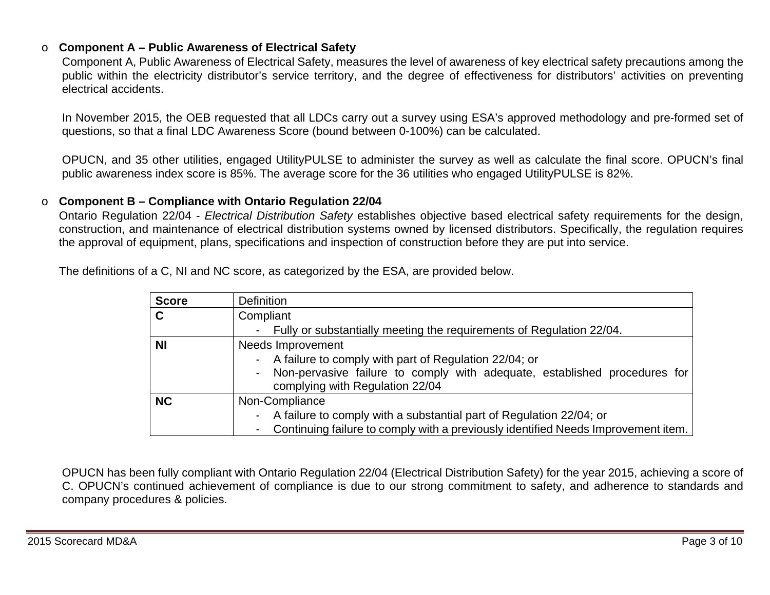- **Component A – Public Awareness of Electrical Safety**

  Component A, Public Awareness of Electrical Safety, measures the level of awareness of key electrical safety precautions among the public within the electricity distributor's service territory, and the degree of effectiveness for distributors' activities on preventing electrical accidents.

  In November 2015, the OEB requested that all LDCs carry out a survey using ESA's approved methodology and pre-formed set of questions, so that a final LDC Awareness Score (bound between 0-100%) can be calculated.

  OPUCN, and 35 other utilities, engaged UtilityPULSE to administer the survey as well as calculate the final score. OPUCN's final public awareness index score is 85%. The average score for the 36 utilities who engaged UtilityPULSE is 82%.

- **Component B – Compliance with Ontario Regulation 22/04**

  Ontario Regulation 22/04 - *Electrical Distribution Safety* establishes objective based electrical safety requirements for the design, construction, and maintenance of electrical distribution systems owned by licensed distributors. Specifically, the regulation requires the approval of equipment, plans, specifications and inspection of construction before they are put into service.

  The definitions of a C, NI and NC score, as categorized by the ESA, are provided below.

| **Score** | Definition |
| --- | --- |
| **C** | Compliant<br>- Fully or substantially meeting the requirements of Regulation 22/04. |
| **NI** | Needs Improvement<br>- A failure to comply with part of Regulation 22/04; or<br>- Non-pervasive failure to comply with adequate, established procedures for complying with Regulation 22/04 |
| **NC** | Non-Compliance<br>- A failure to comply with a substantial part of Regulation 22/04; or<br>- Continuing failure to comply with a previously identified Needs Improvement item. |

  OPUCN has been fully compliant with Ontario Regulation 22/04 (Electrical Distribution Safety) for the year 2015, achieving a score of C. OPUCN's continued achievement of compliance is due to our strong commitment to safety, and adherence to standards and company procedures & policies.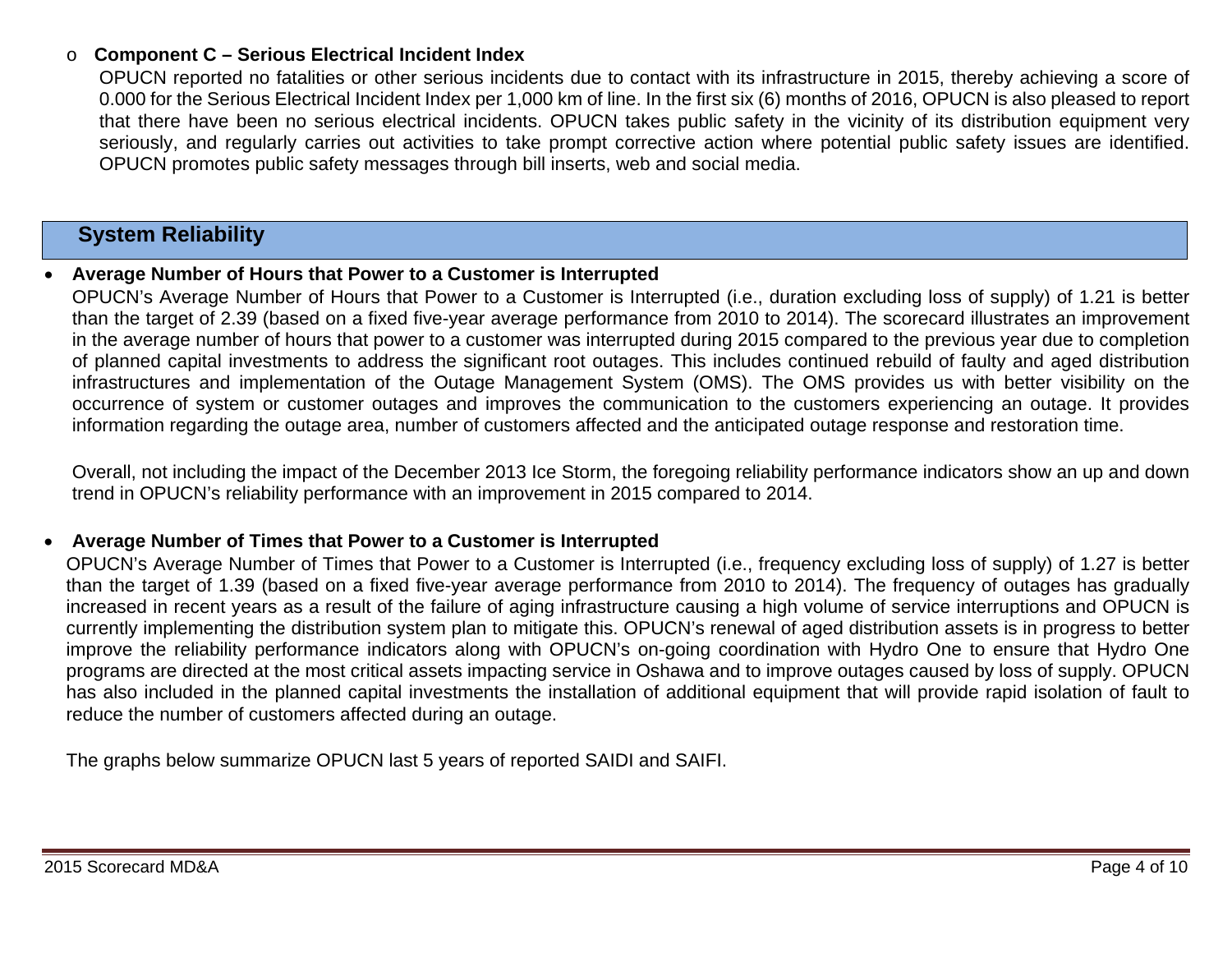- **Component C – Serious Electrical Incident Index**

  OPUCN reported no fatalities or other serious incidents due to contact with its infrastructure in 2015, thereby achieving a score of 0.000 for the Serious Electrical Incident Index per 1,000 km of line. In the first six (6) months of 2016, OPUCN is also pleased to report that there have been no serious electrical incidents. OPUCN takes public safety in the vicinity of its distribution equipment very seriously, and regularly carries out activities to take prompt corrective action where potential public safety issues are identified. OPUCN promotes public safety messages through bill inserts, web and social media.

## System Reliability

- **Average Number of Hours that Power to a Customer is Interrupted**

  OPUCN's Average Number of Hours that Power to a Customer is Interrupted (i.e., duration excluding loss of supply) of 1.21 is better than the target of 2.39 (based on a fixed five-year average performance from 2010 to 2014). The scorecard illustrates an improvement in the average number of hours that power to a customer was interrupted during 2015 compared to the previous year due to completion of planned capital investments to address the significant root outages. This includes continued rebuild of faulty and aged distribution infrastructures and implementation of the Outage Management System (OMS). The OMS provides us with better visibility on the occurrence of system or customer outages and improves the communication to the customers experiencing an outage. It provides information regarding the outage area, number of customers affected and the anticipated outage response and restoration time.

  Overall, not including the impact of the December 2013 Ice Storm, the foregoing reliability performance indicators show an up and down trend in OPUCN's reliability performance with an improvement in 2015 compared to 2014.

- **Average Number of Times that Power to a Customer is Interrupted**

  OPUCN's Average Number of Times that Power to a Customer is Interrupted (i.e., frequency excluding loss of supply) of 1.27 is better than the target of 1.39 (based on a fixed five-year average performance from 2010 to 2014). The frequency of outages has gradually increased in recent years as a result of the failure of aging infrastructure causing a high volume of service interruptions and OPUCN is currently implementing the distribution system plan to mitigate this. OPUCN's renewal of aged distribution assets is in progress to better improve the reliability performance indicators along with OPUCN's on-going coordination with Hydro One to ensure that Hydro One programs are directed at the most critical assets impacting service in Oshawa and to improve outages caused by loss of supply. OPUCN has also included in the planned capital investments the installation of additional equipment that will provide rapid isolation of fault to reduce the number of customers affected during an outage.

  The graphs below summarize OPUCN last 5 years of reported SAIDI and SAIFI.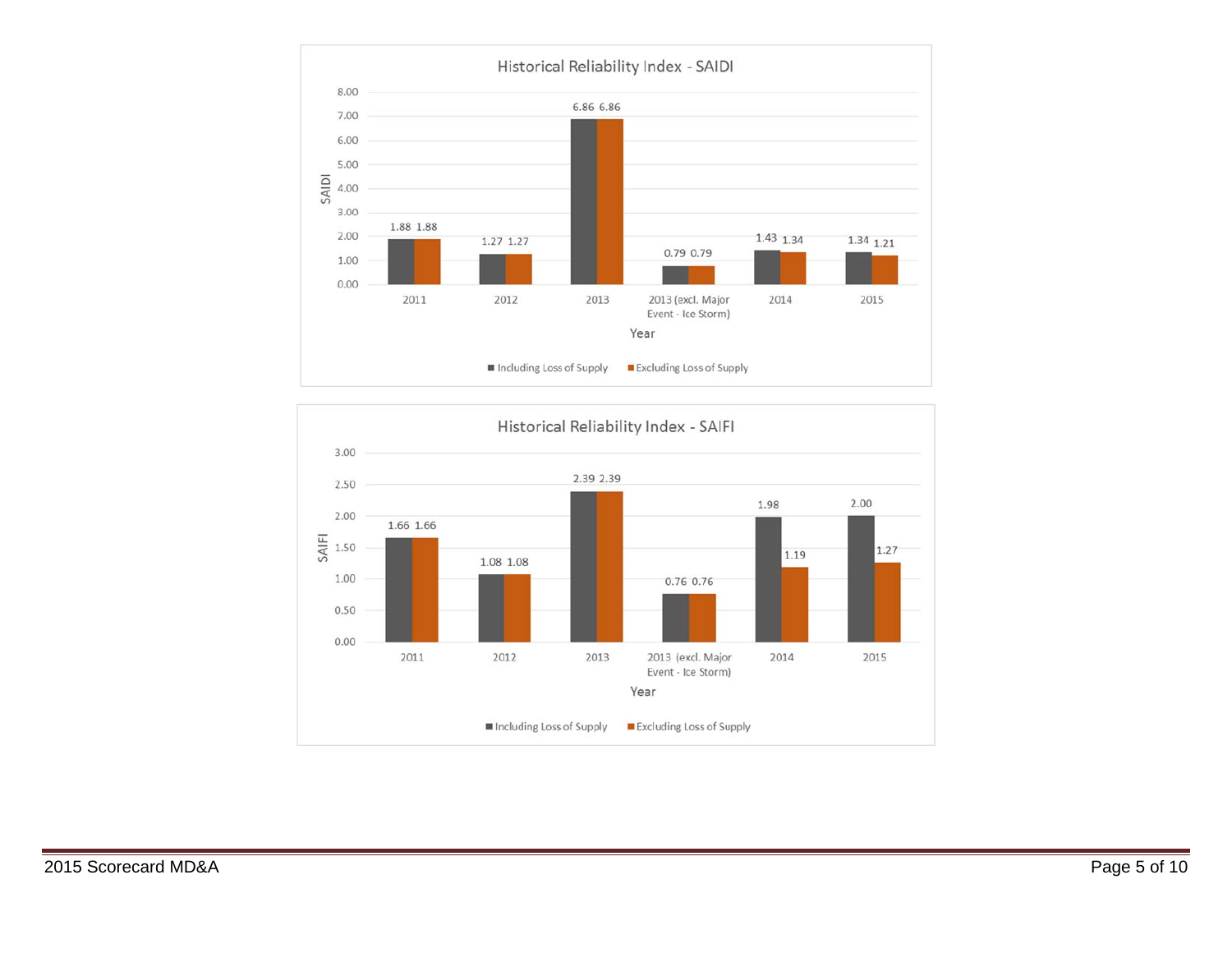## Historical Reliability Index - SAIDI

| Year | Including Loss of Supply | Excluding Loss of Supply |
|---|---|---|
| 2011 | 1.88 | 1.88 |
| 2012 | 1.27 | 1.27 |
| 2013 | 6.86 | 6.86 |
| 2013 (excl. Major Event - Ice Storm) | 0.79 | 0.79 |
| 2014 | 1.43 | 1.34 |
| 2015 | 1.34 | 1.21 |

## Historical Reliability Index - SAIFI

| Year | Including Loss of Supply | Excluding Loss of Supply |
|---|---|---|
| 2011 | 1.66 | 1.66 |
| 2012 | 1.08 | 1.08 |
| 2013 | 2.39 | 2.39 |
| 2013 (excl. Major Event - Ice Storm) | 0.76 | 0.76 |
| 2014 | 1.98 | 1.19 |
| 2015 | 2.00 | 1.27 |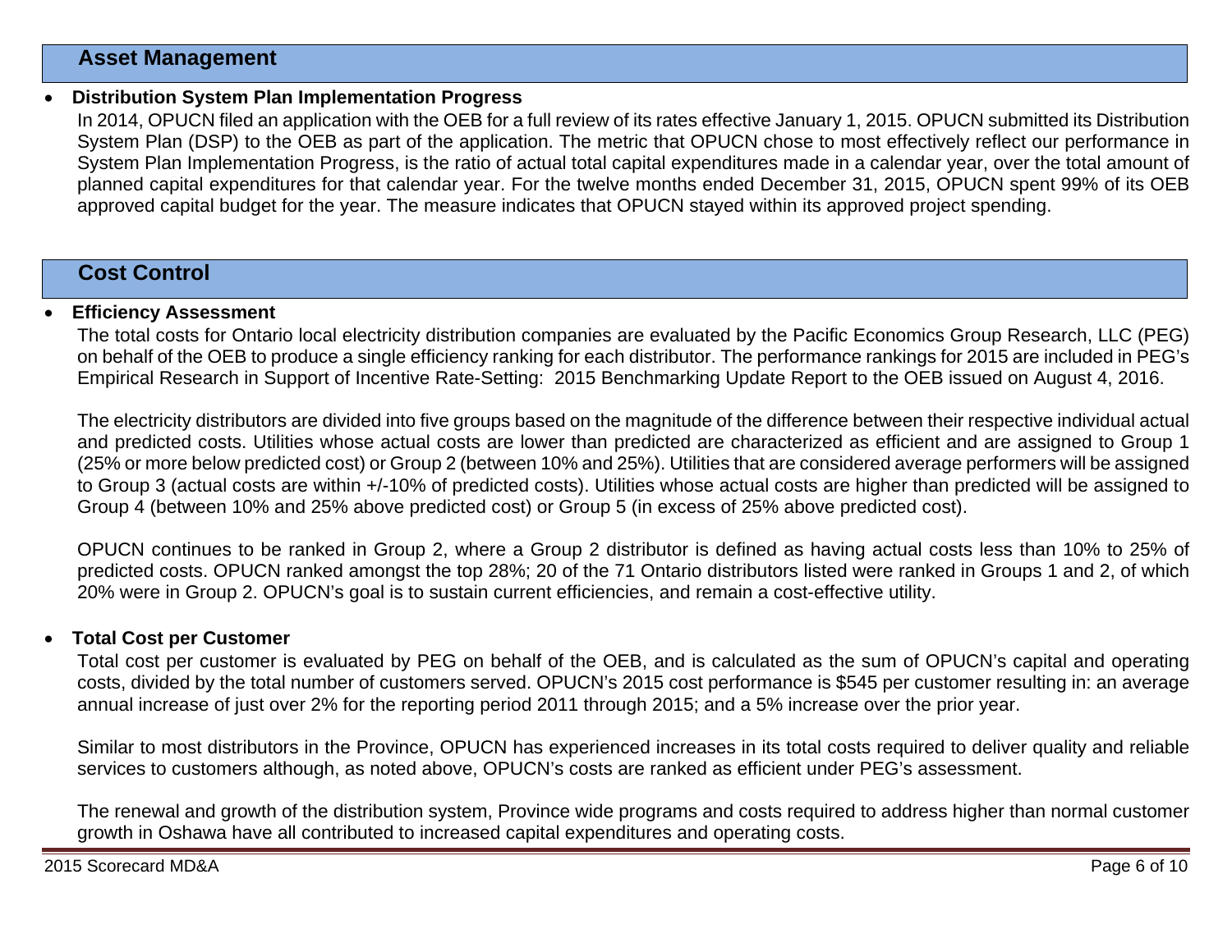## Asset Management

- **Distribution System Plan Implementation Progress**

  In 2014, OPUCN filed an application with the OEB for a full review of its rates effective January 1, 2015. OPUCN submitted its Distribution System Plan (DSP) to the OEB as part of the application. The metric that OPUCN chose to most effectively reflect our performance in System Plan Implementation Progress, is the ratio of actual total capital expenditures made in a calendar year, over the total amount of planned capital expenditures for that calendar year. For the twelve months ended December 31, 2015, OPUCN spent 99% of its OEB approved capital budget for the year. The measure indicates that OPUCN stayed within its approved project spending.

## Cost Control

- **Efficiency Assessment**

  The total costs for Ontario local electricity distribution companies are evaluated by the Pacific Economics Group Research, LLC (PEG) on behalf of the OEB to produce a single efficiency ranking for each distributor. The performance rankings for 2015 are included in PEG's Empirical Research in Support of Incentive Rate-Setting: 2015 Benchmarking Update Report to the OEB issued on August 4, 2016.

  The electricity distributors are divided into five groups based on the magnitude of the difference between their respective individual actual and predicted costs. Utilities whose actual costs are lower than predicted are characterized as efficient and are assigned to Group 1 (25% or more below predicted cost) or Group 2 (between 10% and 25%). Utilities that are considered average performers will be assigned to Group 3 (actual costs are within +/-10% of predicted costs). Utilities whose actual costs are higher than predicted will be assigned to Group 4 (between 10% and 25% above predicted cost) or Group 5 (in excess of 25% above predicted cost).

  OPUCN continues to be ranked in Group 2, where a Group 2 distributor is defined as having actual costs less than 10% to 25% of predicted costs. OPUCN ranked amongst the top 28%; 20 of the 71 Ontario distributors listed were ranked in Groups 1 and 2, of which 20% were in Group 2. OPUCN's goal is to sustain current efficiencies, and remain a cost-effective utility.

- **Total Cost per Customer**

  Total cost per customer is evaluated by PEG on behalf of the OEB, and is calculated as the sum of OPUCN's capital and operating costs, divided by the total number of customers served. OPUCN's 2015 cost performance is $545 per customer resulting in: an average annual increase of just over 2% for the reporting period 2011 through 2015; and a 5% increase over the prior year.

  Similar to most distributors in the Province, OPUCN has experienced increases in its total costs required to deliver quality and reliable services to customers although, as noted above, OPUCN's costs are ranked as efficient under PEG's assessment.

  The renewal and growth of the distribution system, Province wide programs and costs required to address higher than normal customer growth in Oshawa have all contributed to increased capital expenditures and operating costs.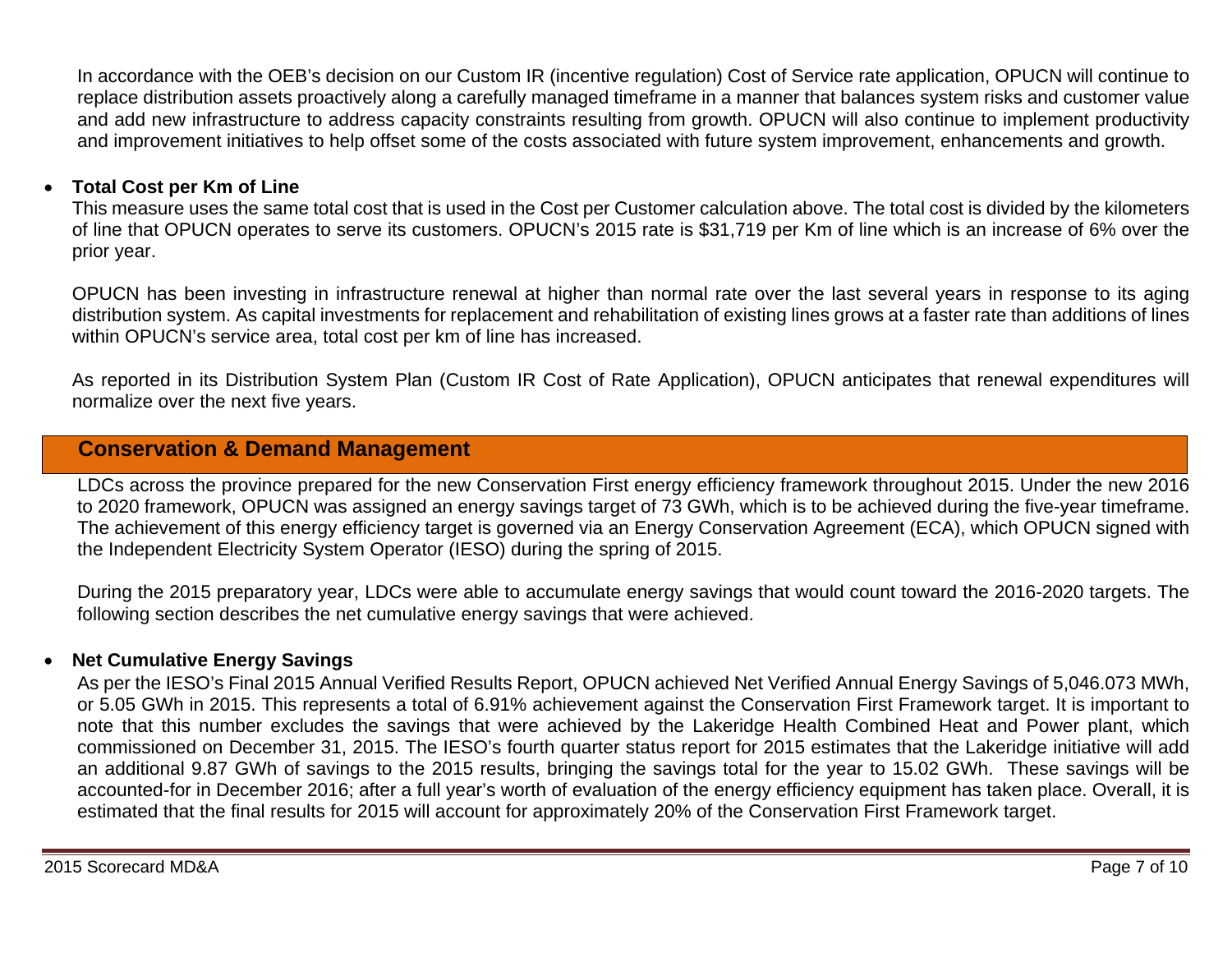In accordance with the OEB's decision on our Custom IR (incentive regulation) Cost of Service rate application, OPUCN will continue to replace distribution assets proactively along a carefully managed timeframe in a manner that balances system risks and customer value and add new infrastructure to address capacity constraints resulting from growth. OPUCN will also continue to implement productivity and improvement initiatives to help offset some of the costs associated with future system improvement, enhancements and growth.

- **Total Cost per Km of Line**

  This measure uses the same total cost that is used in the Cost per Customer calculation above. The total cost is divided by the kilometers of line that OPUCN operates to serve its customers. OPUCN's 2015 rate is $31,719 per Km of line which is an increase of 6% over the prior year.

  OPUCN has been investing in infrastructure renewal at higher than normal rate over the last several years in response to its aging distribution system. As capital investments for replacement and rehabilitation of existing lines grows at a faster rate than additions of lines within OPUCN's service area, total cost per km of line has increased.

  As reported in its Distribution System Plan (Custom IR Cost of Rate Application), OPUCN anticipates that renewal expenditures will normalize over the next five years.

## Conservation & Demand Management

LDCs across the province prepared for the new Conservation First energy efficiency framework throughout 2015. Under the new 2016 to 2020 framework, OPUCN was assigned an energy savings target of 73 GWh, which is to be achieved during the five-year timeframe. The achievement of this energy efficiency target is governed via an Energy Conservation Agreement (ECA), which OPUCN signed with the Independent Electricity System Operator (IESO) during the spring of 2015.

During the 2015 preparatory year, LDCs were able to accumulate energy savings that would count toward the 2016-2020 targets. The following section describes the net cumulative energy savings that were achieved.

- **Net Cumulative Energy Savings**

  As per the IESO's Final 2015 Annual Verified Results Report, OPUCN achieved Net Verified Annual Energy Savings of 5,046.073 MWh, or 5.05 GWh in 2015. This represents a total of 6.91% achievement against the Conservation First Framework target. It is important to note that this number excludes the savings that were achieved by the Lakeridge Health Combined Heat and Power plant, which commissioned on December 31, 2015. The IESO's fourth quarter status report for 2015 estimates that the Lakeridge initiative will add an additional 9.87 GWh of savings to the 2015 results, bringing the savings total for the year to 15.02 GWh. These savings will be accounted-for in December 2016; after a full year's worth of evaluation of the energy efficiency equipment has taken place. Overall, it is estimated that the final results for 2015 will account for approximately 20% of the Conservation First Framework target.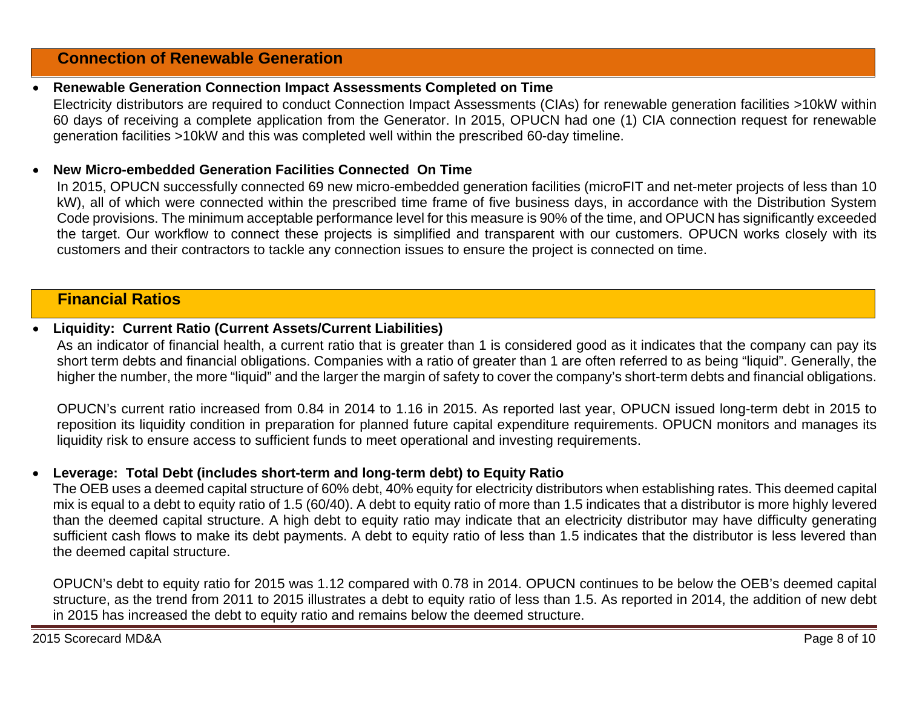## Connection of Renewable Generation

- **Renewable Generation Connection Impact Assessments Completed on Time**

  Electricity distributors are required to conduct Connection Impact Assessments (CIAs) for renewable generation facilities >10kW within 60 days of receiving a complete application from the Generator. In 2015, OPUCN had one (1) CIA connection request for renewable generation facilities >10kW and this was completed well within the prescribed 60-day timeline.

- **New Micro-embedded Generation Facilities Connected On Time**

  In 2015, OPUCN successfully connected 69 new micro-embedded generation facilities (microFIT and net-meter projects of less than 10 kW), all of which were connected within the prescribed time frame of five business days, in accordance with the Distribution System Code provisions. The minimum acceptable performance level for this measure is 90% of the time, and OPUCN has significantly exceeded the target. Our workflow to connect these projects is simplified and transparent with our customers. OPUCN works closely with its customers and their contractors to tackle any connection issues to ensure the project is connected on time.

## Financial Ratios

- **Liquidity: Current Ratio (Current Assets/Current Liabilities)**

  As an indicator of financial health, a current ratio that is greater than 1 is considered good as it indicates that the company can pay its short term debts and financial obligations. Companies with a ratio of greater than 1 are often referred to as being "liquid". Generally, the higher the number, the more "liquid" and the larger the margin of safety to cover the company's short-term debts and financial obligations.

  OPUCN's current ratio increased from 0.84 in 2014 to 1.16 in 2015. As reported last year, OPUCN issued long-term debt in 2015 to reposition its liquidity condition in preparation for planned future capital expenditure requirements. OPUCN monitors and manages its liquidity risk to ensure access to sufficient funds to meet operational and investing requirements.

- **Leverage: Total Debt (includes short-term and long-term debt) to Equity Ratio**

  The OEB uses a deemed capital structure of 60% debt, 40% equity for electricity distributors when establishing rates. This deemed capital mix is equal to a debt to equity ratio of 1.5 (60/40). A debt to equity ratio of more than 1.5 indicates that a distributor is more highly levered than the deemed capital structure. A high debt to equity ratio may indicate that an electricity distributor may have difficulty generating sufficient cash flows to make its debt payments. A debt to equity ratio of less than 1.5 indicates that the distributor is less levered than the deemed capital structure.

  OPUCN's debt to equity ratio for 2015 was 1.12 compared with 0.78 in 2014. OPUCN continues to be below the OEB's deemed capital structure, as the trend from 2011 to 2015 illustrates a debt to equity ratio of less than 1.5. As reported in 2014, the addition of new debt in 2015 has increased the debt to equity ratio and remains below the deemed structure.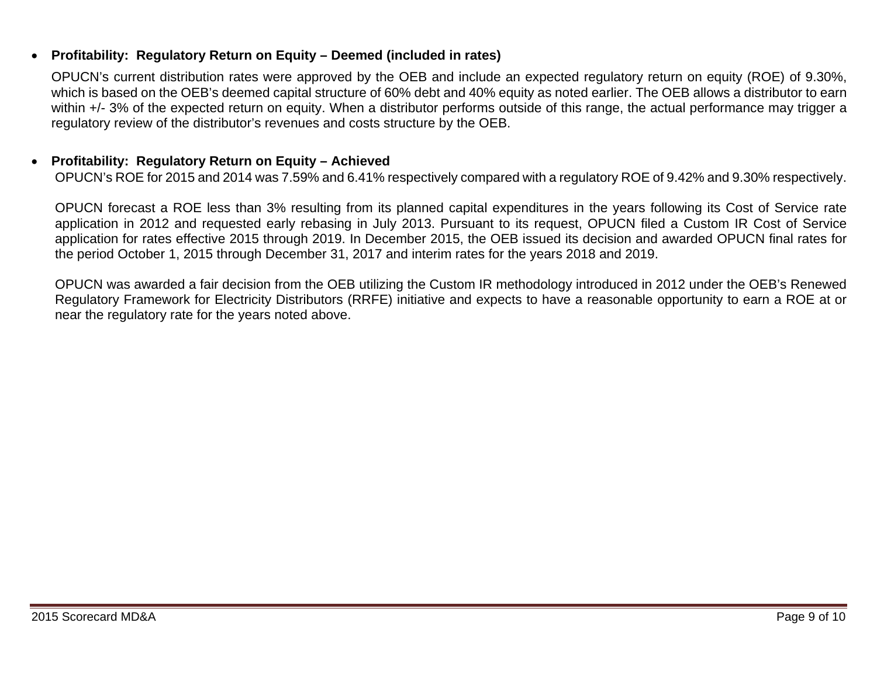- **Profitability: Regulatory Return on Equity – Deemed (included in rates)**

  OPUCN's current distribution rates were approved by the OEB and include an expected regulatory return on equity (ROE) of 9.30%, which is based on the OEB's deemed capital structure of 60% debt and 40% equity as noted earlier. The OEB allows a distributor to earn within +/- 3% of the expected return on equity. When a distributor performs outside of this range, the actual performance may trigger a regulatory review of the distributor's revenues and costs structure by the OEB.

- **Profitability: Regulatory Return on Equity – Achieved**

  OPUCN's ROE for 2015 and 2014 was 7.59% and 6.41% respectively compared with a regulatory ROE of 9.42% and 9.30% respectively.

  OPUCN forecast a ROE less than 3% resulting from its planned capital expenditures in the years following its Cost of Service rate application in 2012 and requested early rebasing in July 2013. Pursuant to its request, OPUCN filed a Custom IR Cost of Service application for rates effective 2015 through 2019. In December 2015, the OEB issued its decision and awarded OPUCN final rates for the period October 1, 2015 through December 31, 2017 and interim rates for the years 2018 and 2019.

  OPUCN was awarded a fair decision from the OEB utilizing the Custom IR methodology introduced in 2012 under the OEB's Renewed Regulatory Framework for Electricity Distributors (RRFE) initiative and expects to have a reasonable opportunity to earn a ROE at or near the regulatory rate for the years noted above.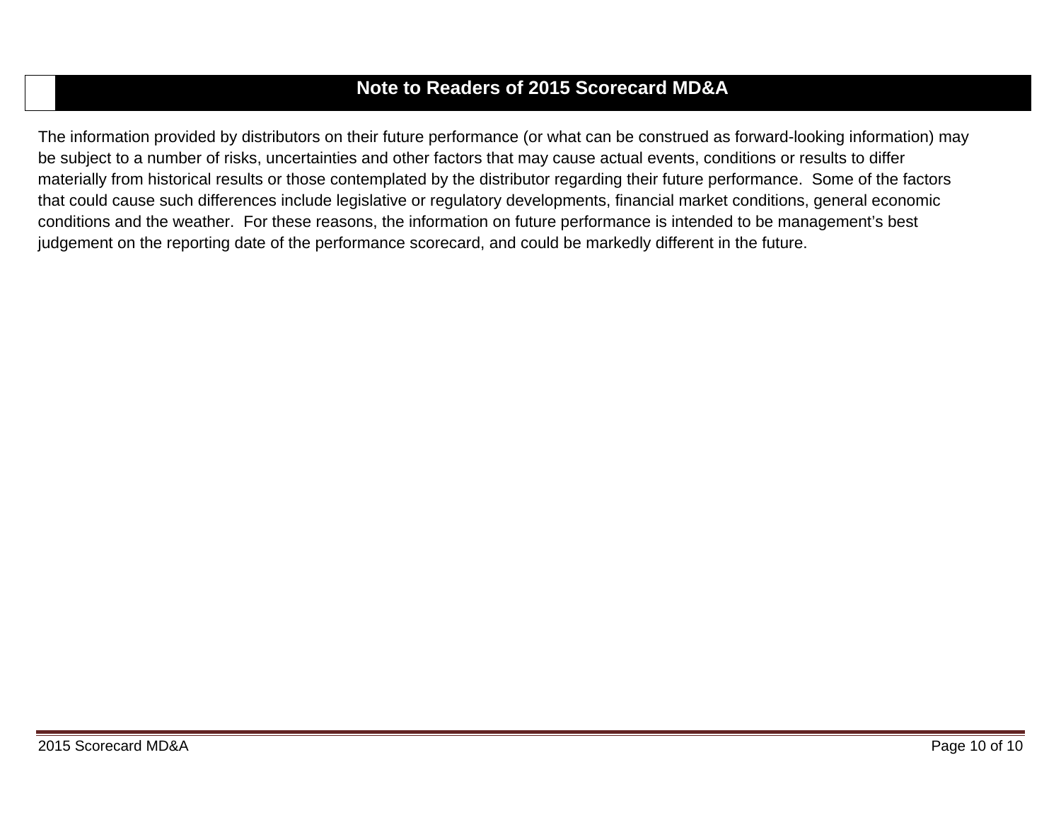## Note to Readers of 2015 Scorecard MD&A

The information provided by distributors on their future performance (or what can be construed as forward-looking information) may be subject to a number of risks, uncertainties and other factors that may cause actual events, conditions or results to differ materially from historical results or those contemplated by the distributor regarding their future performance. Some of the factors that could cause such differences include legislative or regulatory developments, financial market conditions, general economic conditions and the weather. For these reasons, the information on future performance is intended to be management's best judgement on the reporting date of the performance scorecard, and could be markedly different in the future.